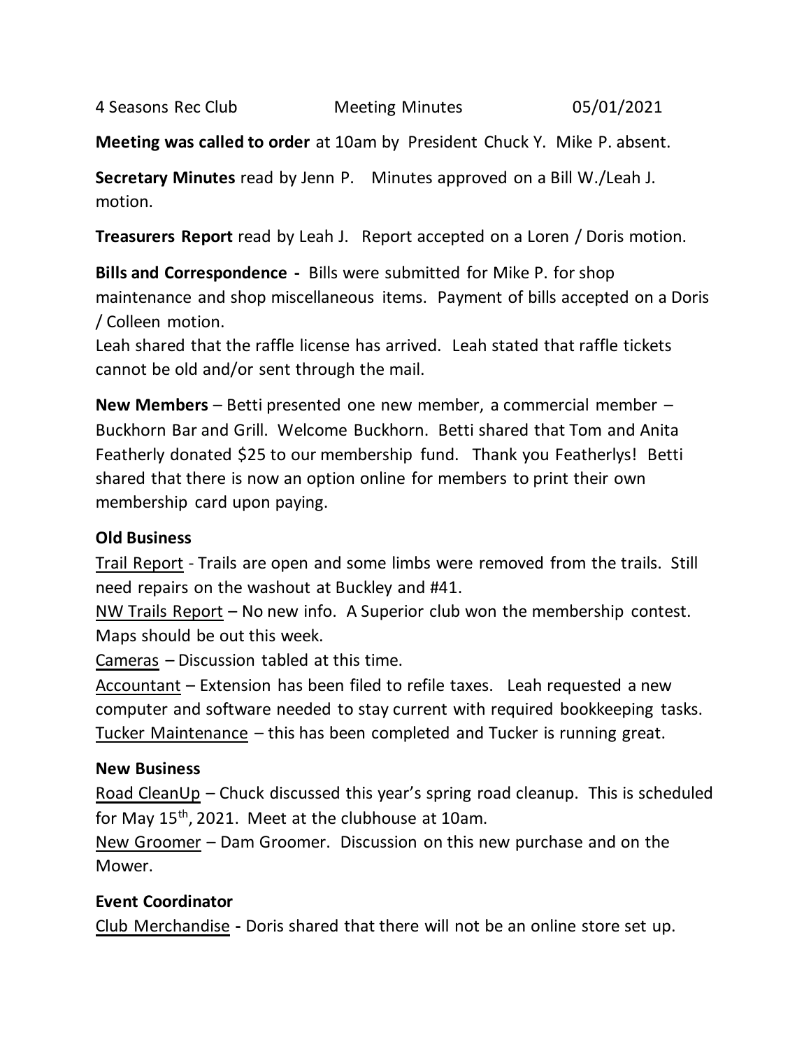4 Seasons Rec Club Meeting Minutes 05/01/2021

**Meeting was called to order** at 10am by President Chuck Y. Mike P. absent.

**Secretary Minutes** read by Jenn P. Minutes approved on a Bill W./Leah J. motion.

**Treasurers Report** read by Leah J. Report accepted on a Loren / Doris motion.

**Bills and Correspondence -** Bills were submitted for Mike P. for shop maintenance and shop miscellaneous items. Payment of bills accepted on a Doris / Colleen motion.

Leah shared that the raffle license has arrived. Leah stated that raffle tickets cannot be old and/or sent through the mail.

**New Members** – Betti presented one new member, a commercial member – Buckhorn Bar and Grill. Welcome Buckhorn. Betti shared that Tom and Anita Featherly donated $25 to our membership fund. Thank you Featherlys! Betti shared that there is now an option online for members to print their own membership card upon paying.

**Old Business**

<u>Trail Report</u> - Trails are open and some limbs were removed from the trails. Still need repairs on the washout at Buckley and #41.

<u>NW Trails Report</u> – No new info. A Superior club won the membership contest. Maps should be out this week.

<u>Cameras</u> – Discussion tabled at this time.

<u>Accountant</u> – Extension has been filed to refile taxes. Leah requested a new computer and software needed to stay current with required bookkeeping tasks.

<u>Tucker Maintenance</u> – this has been completed and Tucker is running great.

**New Business**

<u>Road CleanUp</u> – Chuck discussed this year's spring road cleanup. This is scheduled for May 15th, 2021. Meet at the clubhouse at 10am.

<u>New Groomer</u> – Dam Groomer. Discussion on this new purchase and on the Mower.

**Event Coordinator**

<u>Club Merchandise</u> **-** Doris shared that there will not be an online store set up.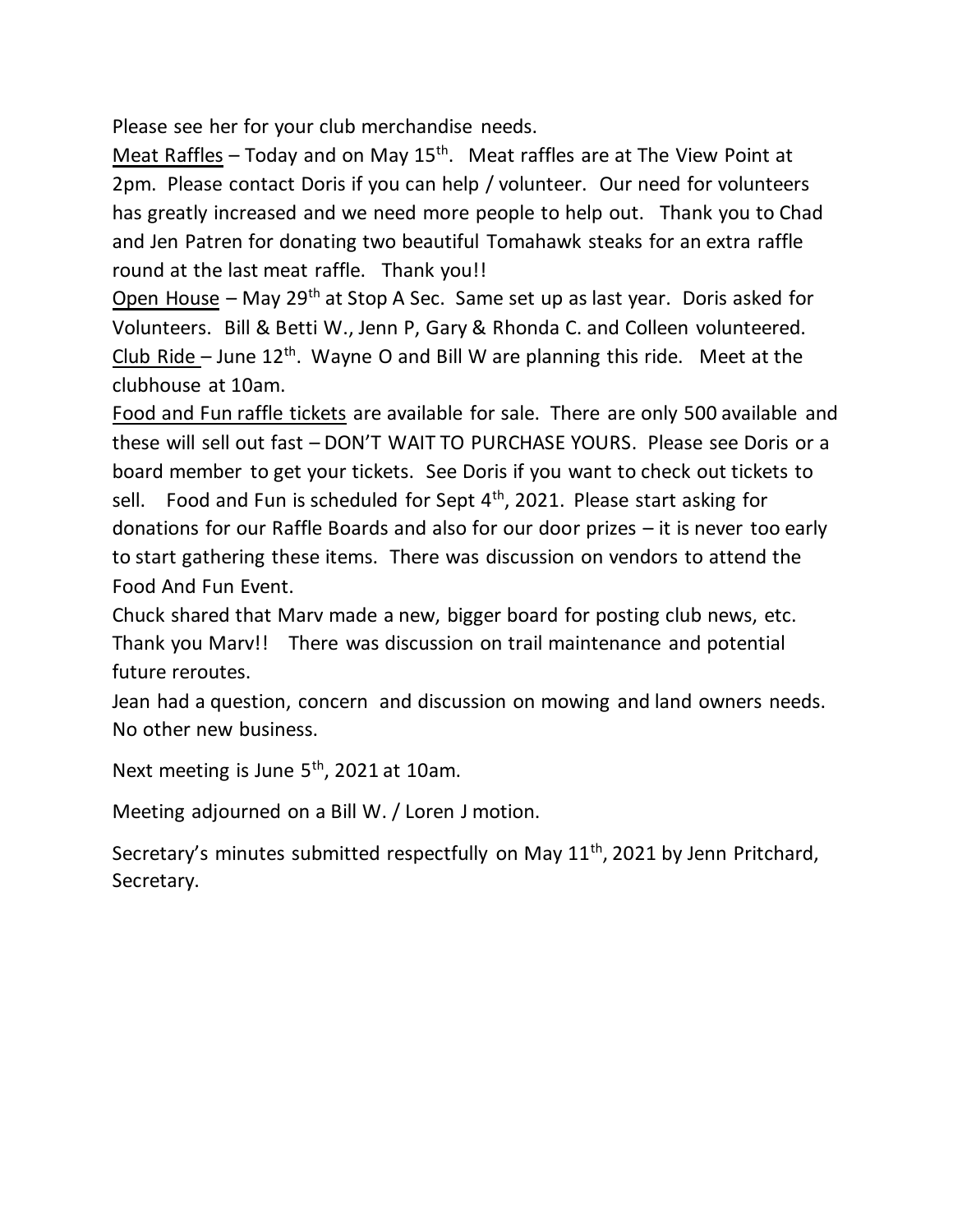Please see her for your club merchandise needs.

Meat Raffles – Today and on May 15th. Meat raffles are at The View Point at 2pm. Please contact Doris if you can help / volunteer. Our need for volunteers has greatly increased and we need more people to help out. Thank you to Chad and Jen Patren for donating two beautiful Tomahawk steaks for an extra raffle round at the last meat raffle. Thank you!!

Open House – May 29th at Stop A Sec. Same set up as last year. Doris asked for Volunteers. Bill & Betti W., Jenn P, Gary & Rhonda C. and Colleen volunteered.

Club Ride – June 12th. Wayne O and Bill W are planning this ride. Meet at the clubhouse at 10am.

Food and Fun raffle tickets are available for sale. There are only 500 available and these will sell out fast – DON'T WAIT TO PURCHASE YOURS. Please see Doris or a board member to get your tickets. See Doris if you want to check out tickets to sell. Food and Fun is scheduled for Sept 4th, 2021. Please start asking for donations for our Raffle Boards and also for our door prizes – it is never too early to start gathering these items. There was discussion on vendors to attend the Food And Fun Event.

Chuck shared that Marv made a new, bigger board for posting club news, etc. Thank you Marv!! There was discussion on trail maintenance and potential future reroutes.

Jean had a question, concern and discussion on mowing and land owners needs. No other new business.

Next meeting is June 5th, 2021 at 10am.

Meeting adjourned on a Bill W. / Loren J motion.

Secretary's minutes submitted respectfully on May 11th, 2021 by Jenn Pritchard, Secretary.